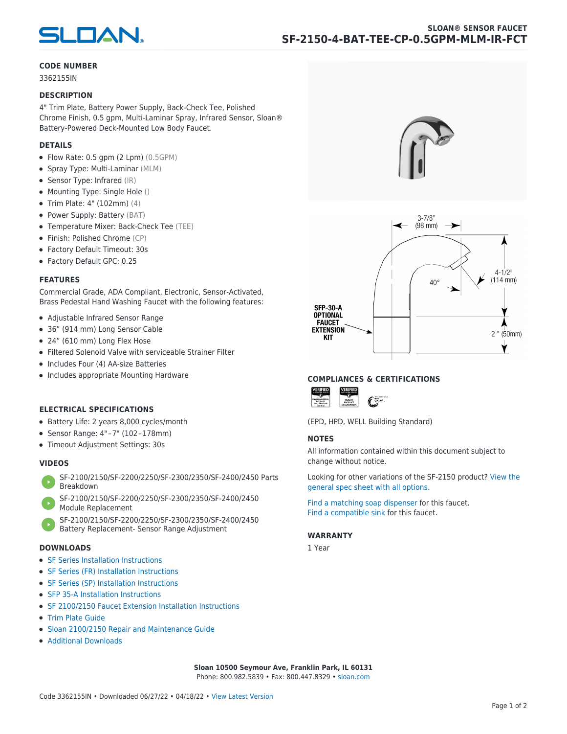# SLOAN® SENSOR FAUCET

## SF-2150-4-BAT-TEE-CP-0.5GPM-MLM-IR-FCT

### CODE NUMBER

3362155IN

### DESCRIPTION

4" Trim Plate, Battery Power Supply, Back-Check Tee, Polished Chrome Finish, 0.5 gpm, Multi-Laminar Spray, Infrared Sensor, Sloan® Battery-Powered Deck-Mounted Low Body Faucet.

### DETAILS

- Flow Rate: 0.5 gpm (2 Lpm) (0.5GPM)
- Spray Type: Multi-Laminar (MLM)
- Sensor Type: Infrared (IR)
- Mounting Type: Single Hole ()
- Trim Plate: 4" (102mm) (4)
- Power Supply: Battery (BAT)
- Temperature Mixer: Back-Check Tee (TEE)
- Finish: Polished Chrome (CP)
- Factory Default Timeout: 30s
- Factory Default GPC: 0.25

### FEATURES

Commercial Grade, ADA Compliant, Electronic, Sensor-Activated, Brass Pedestal Hand Washing Faucet with the following features:

- Adjustable Infrared Sensor Range
- 36" (914 mm) Long Sensor Cable
- 24" (610 mm) Long Flex Hose
- Filtered Solenoid Valve with serviceable Strainer Filter
- Includes Four (4) AA-size Batteries
- Includes appropriate Mounting Hardware

### ELECTRICAL SPECIFICATIONS

- Battery Life: 2 years 8,000 cycles/month
- Sensor Range: 4"–7" (102–178mm)
- Timeout Adjustment Settings: 30s

### VIDEOS

- SF-2100/2150/SF-2200/2250/SF-2300/2350/SF-2400/2450 Parts Breakdown
- SF-2100/2150/SF-2200/2250/SF-2300/2350/SF-2400/2450 Module Replacement
- SF-2100/2150/SF-2200/2250/SF-2300/2350/SF-2400/2450 Battery Replacement- Sensor Range Adjustment

### DOWNLOADS

- SF Series Installation Instructions
- SF Series (FR) Installation Instructions
- SF Series (SP) Installation Instructions
- SFP 35-A Installation Instructions
- SF 2100/2150 Faucet Extension Installation Instructions
- Trim Plate Guide
- Sloan 2100/2150 Repair and Maintenance Guide
- Additional Downloads

3-7/8" (98 mm)

4-1/2" (114 mm)

40°

2" (50mm)

SFP-30-A OPTIONAL FAUCET EXTENSION KIT

### COMPLIANCES & CERTIFICATIONS

(EPD, HPD, WELL Building Standard)

### NOTES

All information contained within this document subject to change without notice.

Looking for other variations of the SF-2150 product? View the general spec sheet with all options.

Find a matching soap dispenser for this faucet.
Find a compatible sink for this faucet.

### WARRANTY

1 Year

**Sloan 10500 Seymour Ave, Franklin Park, IL 60131**
Phone: 800.982.5839 • Fax: 800.447.8329 • sloan.com

Code 3362155IN • Downloaded 06/27/22 • 04/18/22 • View Latest Version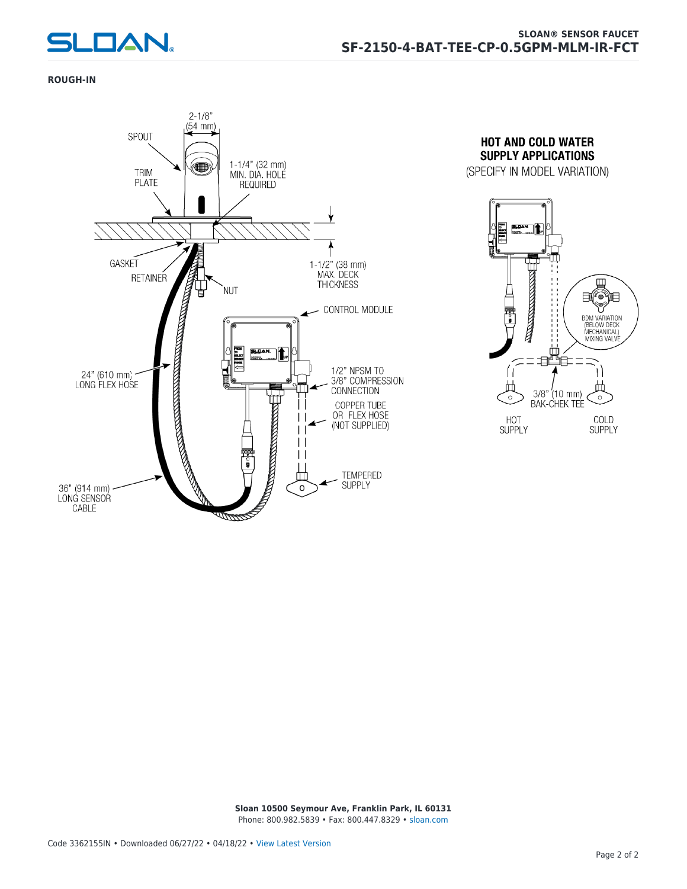**ROUGH-IN**

2-1/8"
(54 mm)

SPOUT

TRIM PLATE

1-1/4" (32 mm)
MIN. DIA. HOLE
REQUIRED

GASKET

RETAINER

NUT

1-1/2" (38 mm)
MAX. DECK
THICKNESS

CONTROL MODULE

24" (610 mm)
LONG FLEX HOSE

1/2" NPSM TO
3/8" COMPRESSION
CONNECTION

COPPER TUBE
OR FLEX HOSE
(NOT SUPPLIED)

TEMPERED
SUPPLY

36" (914 mm)
LONG SENSOR
CABLE

**HOT AND COLD WATER SUPPLY APPLICATIONS**

(SPECIFY IN MODEL VARIATION)

BDM VARIATION
(BELOW DECK
MECHANICAL)
MIXING VALVE

3/8" (10 mm)
BAK-CHEK TEE

HOT
SUPPLY

COLD
SUPPLY

**Sloan 10500 Seymour Ave, Franklin Park, IL 60131**

Phone: 800.982.5839 • Fax: 800.447.8329 • sloan.com

Code 3362155IN • Downloaded 06/27/22 • 04/18/22 • View Latest Version